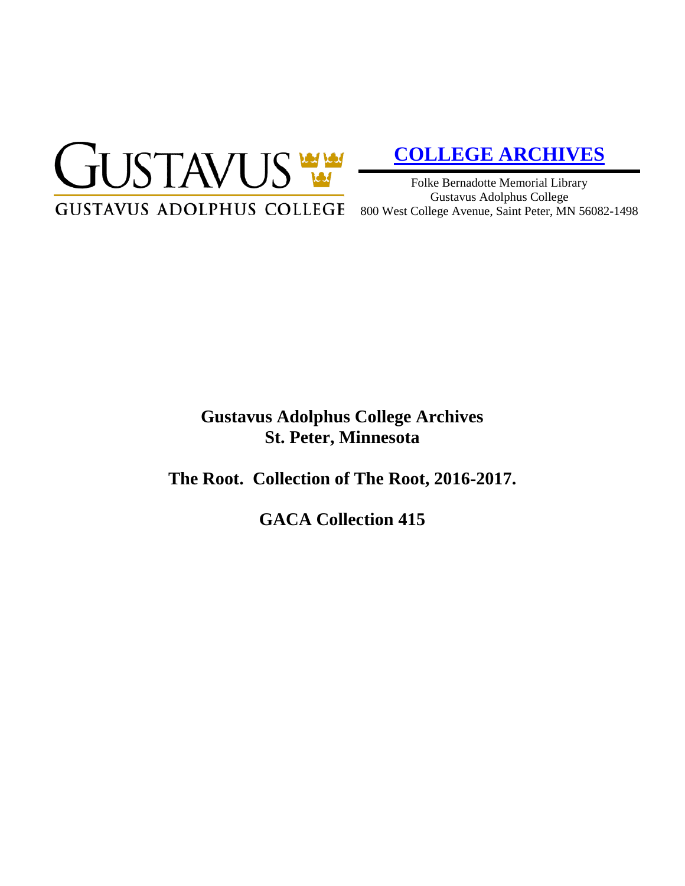GUSTAVUS

GUSTAVUS ADOLPHUS COLLEGE

**[COLLEGE ARCHIVES]**

Folke Bernadotte Memorial Library
Gustavus Adolphus College
800 West College Avenue, Saint Peter, MN 56082-1498

**Gustavus Adolphus College Archives**
**St. Peter, Minnesota**

**The Root. Collection of The Root, 2016-2017.**

**GACA Collection 415**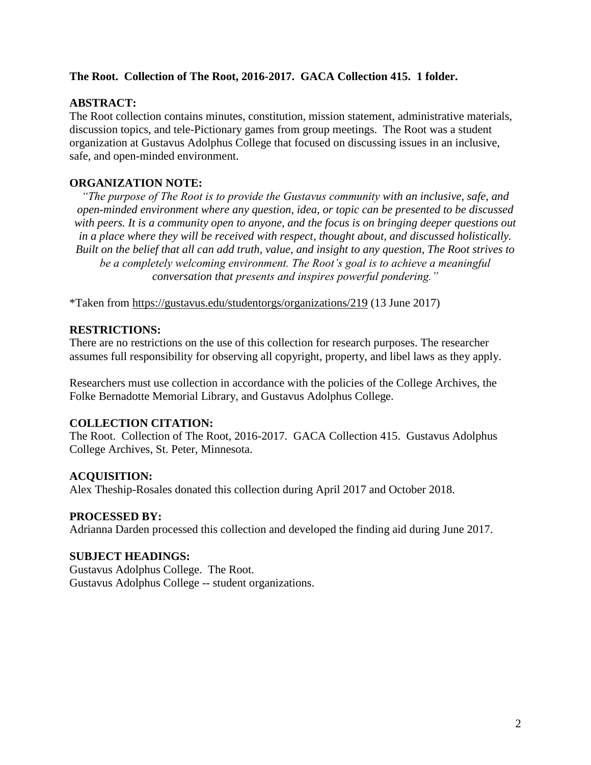**The Root. Collection of The Root, 2016-2017. GACA Collection 415. 1 folder.**

## ABSTRACT:

The Root collection contains minutes, constitution, mission statement, administrative materials, discussion topics, and tele-Pictionary games from group meetings. The Root was a student organization at Gustavus Adolphus College that focused on discussing issues in an inclusive, safe, and open-minded environment.

## ORGANIZATION NOTE:

*"The purpose of The Root is to provide the Gustavus community with an inclusive, safe, and open-minded environment where any question, idea, or topic can be presented to be discussed with peers. It is a community open to anyone, and the focus is on bringing deeper questions out in a place where they will be received with respect, thought about, and discussed holistically. Built on the belief that all can add truth, value, and insight to any question, The Root strives to be a completely welcoming environment. The Root's goal is to achieve a meaningful conversation that presents and inspires powerful pondering."*

*Taken from https://gustavus.edu/studentorgs/organizations/219 (13 June 2017)

## RESTRICTIONS:

There are no restrictions on the use of this collection for research purposes. The researcher assumes full responsibility for observing all copyright, property, and libel laws as they apply.

Researchers must use collection in accordance with the policies of the College Archives, the Folke Bernadotte Memorial Library, and Gustavus Adolphus College.

## COLLECTION CITATION:

The Root. Collection of The Root, 2016-2017. GACA Collection 415. Gustavus Adolphus College Archives, St. Peter, Minnesota.

## ACQUISITION:

Alex Theship-Rosales donated this collection during April 2017 and October 2018.

## PROCESSED BY:

Adrianna Darden processed this collection and developed the finding aid during June 2017.

## SUBJECT HEADINGS:

Gustavus Adolphus College. The Root.
Gustavus Adolphus College -- student organizations.